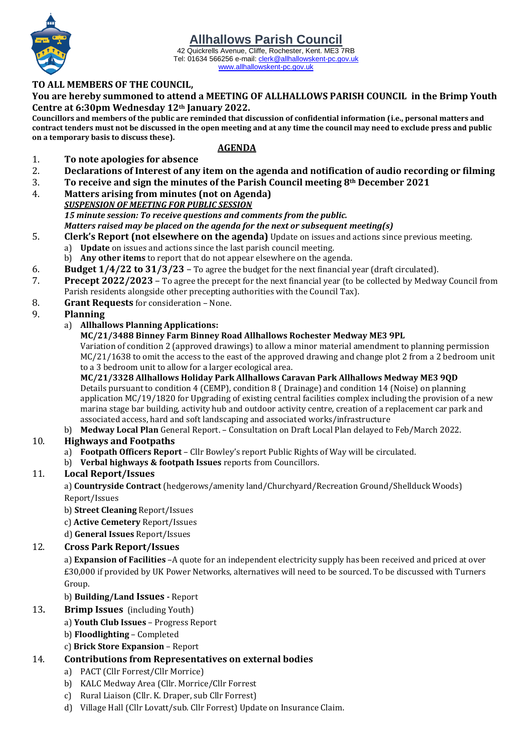# Allhallows Parish Council

42 Quickrells Avenue, Cliffe, Rochester, Kent. ME3 7RB
Tel: 01634 566256 e-mail: clerk@allhallowskent-pc.gov.uk
www.allhallowskent-pc.gov.uk

**TO ALL MEMBERS OF THE COUNCIL,**

**You are hereby summoned to attend a MEETING OF ALLHALLOWS PARISH COUNCIL in the Brimp Youth Centre at 6:30pm Wednesday 12th January 2022.**

**Councillors and members of the public are reminded that discussion of confidential information (i.e., personal matters and contract tenders must not be discussed in the open meeting and at any time the council may need to exclude press and public on a temporary basis to discuss these).**

## AGENDA

1. **To note apologies for absence**
2. **Declarations of Interest of any item on the agenda and notification of audio recording or filming**
3. **To receive and sign the minutes of the Parish Council meeting 8th December 2021**
4. **Matters arising from minutes (not on Agenda)**

   ***SUSPENSION OF MEETING FOR PUBLIC SESSION***

   ***15 minute session: To receive questions and comments from the public.***

   ***Matters raised may be placed on the agenda for the next or subsequent meeting(s)***
5. **Clerk's Report (not elsewhere on the agenda)** Update on issues and actions since previous meeting.
   a) **Update** on issues and actions since the last parish council meeting.
   b) **Any other items** to report that do not appear elsewhere on the agenda.
6. **Budget 1/4/22 to 31/3/23** – To agree the budget for the next financial year (draft circulated).
7. **Precept 2022/2023** – To agree the precept for the next financial year (to be collected by Medway Council from Parish residents alongside other precepting authorities with the Council Tax).
8. **Grant Requests** for consideration – None.
9. **Planning**
   a) **Allhallows Planning Applications:**

      **MC/21/3488 Binney Farm Binney Road Allhallows Rochester Medway ME3 9PL**
      Variation of condition 2 (approved drawings) to allow a minor material amendment to planning permission MC/21/1638 to omit the access to the east of the approved drawing and change plot 2 from a 2 bedroom unit to a 3 bedroom unit to allow for a larger ecological area.

      **MC/21/3328 Allhallows Holiday Park Allhallows Caravan Park Allhallows Medway ME3 9QD**
      Details pursuant to condition 4 (CEMP), condition 8 ( Drainage) and condition 14 (Noise) on planning application MC/19/1820 for Upgrading of existing central facilities complex including the provision of a new marina stage bar building, activity hub and outdoor activity centre, creation of a replacement car park and associated access, hard and soft landscaping and associated works/infrastructure

   b) **Medway Local Plan** General Report. – Consultation on Draft Local Plan delayed to Feb/March 2022.
10. **Highways and Footpaths**
    a) **Footpath Officers Report** – Cllr Bowley's report Public Rights of Way will be circulated.
    b) **Verbal highways & footpath Issues** reports from Councillors.
11. **Local Report/Issues**
    a) **Countryside Contract** (hedgerows/amenity land/Churchyard/Recreation Ground/Shellduck Woods) Report/Issues
    b) **Street Cleaning** Report/Issues
    c) **Active Cemetery** Report/Issues
    d) **General Issues** Report/Issues
12. **Cross Park Report/Issues**
    a) **Expansion of Facilities** –A quote for an independent electricity supply has been received and priced at over £30,000 if provided by UK Power Networks, alternatives will need to be sourced. To be discussed with Turners Group.
    b) **Building/Land Issues -** Report
13. **Brimp Issues** (including Youth)
    a) **Youth Club Issues** – Progress Report
    b) **Floodlighting** – Completed
    c) **Brick Store Expansion** – Report
14. **Contributions from Representatives on external bodies**
    a) PACT (Cllr Forrest/Cllr Morrice)
    b) KALC Medway Area (Cllr. Morrice/Cllr Forrest
    c) Rural Liaison (Cllr. K. Draper, sub Cllr Forrest)
    d) Village Hall (Cllr Lovatt/sub. Cllr Forrest) Update on Insurance Claim.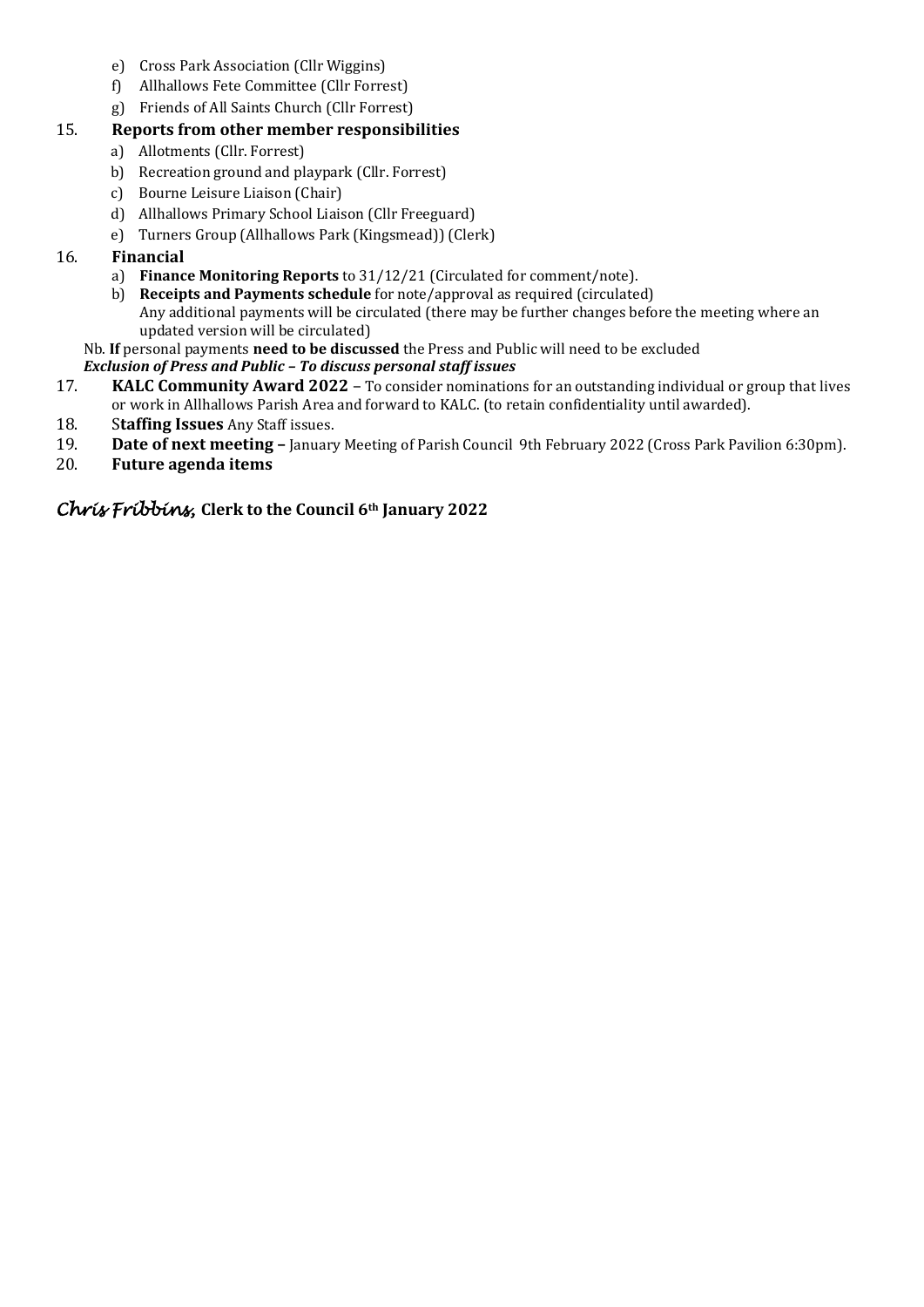- e) Cross Park Association (Cllr Wiggins)
- f) Allhallows Fete Committee (Cllr Forrest)
- g) Friends of All Saints Church (Cllr Forrest)

15. **Reports from other member responsibilities**
    - a) Allotments (Cllr. Forrest)
    - b) Recreation ground and playpark (Cllr. Forrest)
    - c) Bourne Leisure Liaison (Chair)
    - d) Allhallows Primary School Liaison (Cllr Freeguard)
    - e) Turners Group (Allhallows Park (Kingsmead)) (Clerk)

16. **Financial**
    - a) **Finance Monitoring Reports** to 31/12/21 (Circulated for comment/note).
    - b) **Receipts and Payments schedule** for note/approval as required (circulated) Any additional payments will be circulated (there may be further changes before the meeting where an updated version will be circulated)

Nb. **If** personal payments **need to be discussed** the Press and Public will need to be excluded

***Exclusion of Press and Public – To discuss personal staff issues***

17. **KALC Community Award 2022** – To consider nominations for an outstanding individual or group that lives or work in Allhallows Parish Area and forward to KALC. (to retain confidentiality until awarded).
18. S**taffing Issues** Any Staff issues.
19. **Date of next meeting –** January Meeting of Parish Council 9th February 2022 (Cross Park Pavilion 6:30pm).
20. **Future agenda items**

*Chris Fribbins,* **Clerk to the Council 6th January 2022**